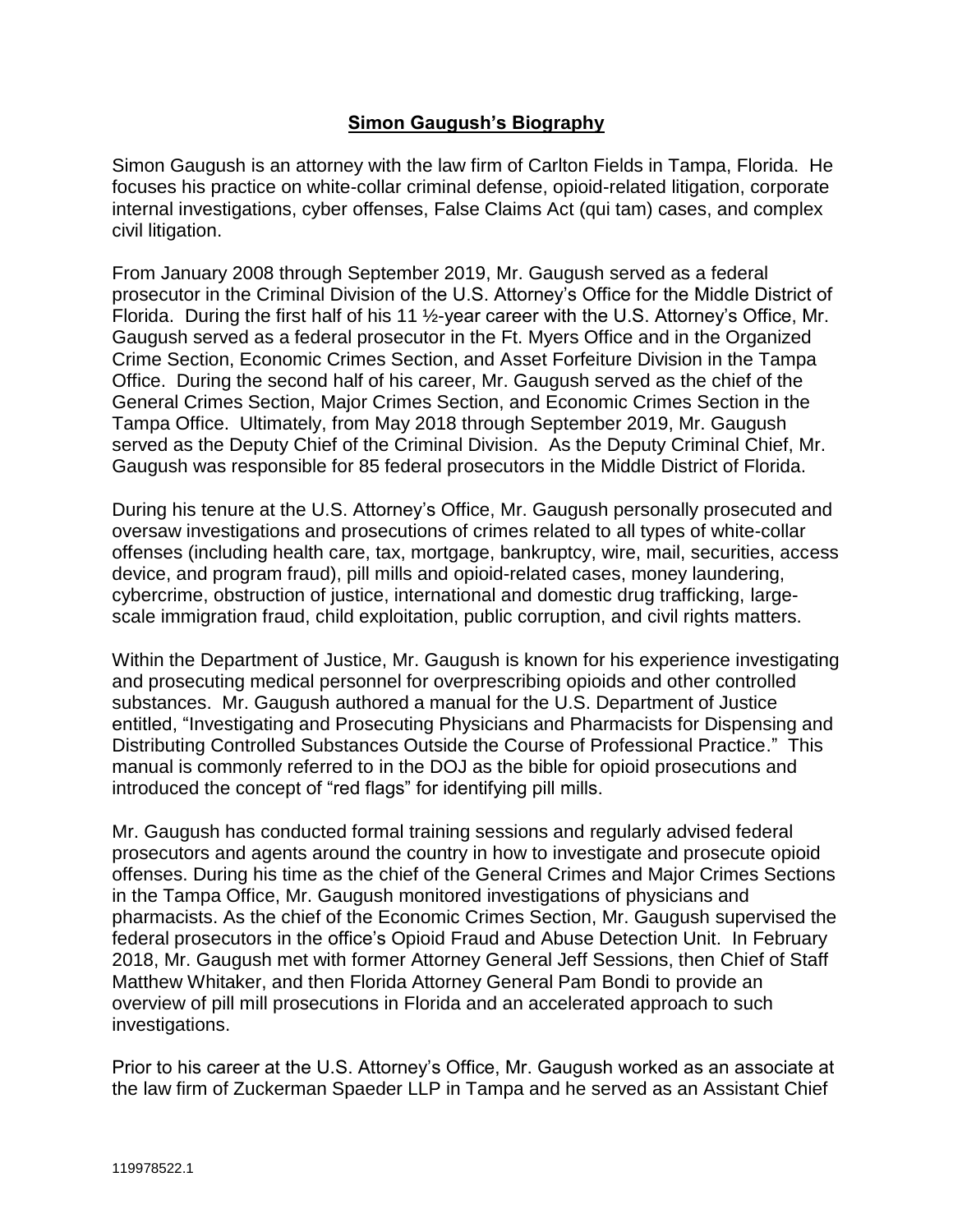# **Simon Gaugush's Biography**

Simon Gaugush is an attorney with the law firm of Carlton Fields in Tampa, Florida. He focuses his practice on white-collar criminal defense, opioid-related litigation, corporate internal investigations, cyber offenses, False Claims Act (qui tam) cases, and complex civil litigation.

From January 2008 through September 2019, Mr. Gaugush served as a federal prosecutor in the Criminal Division of the U.S. Attorney's Office for the Middle District of Florida. During the first half of his 11 ½-year career with the U.S. Attorney's Office, Mr. Gaugush served as a federal prosecutor in the Ft. Myers Office and in the Organized Crime Section, Economic Crimes Section, and Asset Forfeiture Division in the Tampa Office. During the second half of his career, Mr. Gaugush served as the chief of the General Crimes Section, Major Crimes Section, and Economic Crimes Section in the Tampa Office. Ultimately, from May 2018 through September 2019, Mr. Gaugush served as the Deputy Chief of the Criminal Division. As the Deputy Criminal Chief, Mr. Gaugush was responsible for 85 federal prosecutors in the Middle District of Florida.

During his tenure at the U.S. Attorney's Office, Mr. Gaugush personally prosecuted and oversaw investigations and prosecutions of crimes related to all types of white-collar offenses (including health care, tax, mortgage, bankruptcy, wire, mail, securities, access device, and program fraud), pill mills and opioid-related cases, money laundering, cybercrime, obstruction of justice, international and domestic drug trafficking, large-scale immigration fraud, child exploitation, public corruption, and civil rights matters.

Within the Department of Justice, Mr. Gaugush is known for his experience investigating and prosecuting medical personnel for overprescribing opioids and other controlled substances. Mr. Gaugush authored a manual for the U.S. Department of Justice entitled, "Investigating and Prosecuting Physicians and Pharmacists for Dispensing and Distributing Controlled Substances Outside the Course of Professional Practice." This manual is commonly referred to in the DOJ as the bible for opioid prosecutions and introduced the concept of "red flags" for identifying pill mills.

Mr. Gaugush has conducted formal training sessions and regularly advised federal prosecutors and agents around the country in how to investigate and prosecute opioid offenses. During his time as the chief of the General Crimes and Major Crimes Sections in the Tampa Office, Mr. Gaugush monitored investigations of physicians and pharmacists. As the chief of the Economic Crimes Section, Mr. Gaugush supervised the federal prosecutors in the office's Opioid Fraud and Abuse Detection Unit. In February 2018, Mr. Gaugush met with former Attorney General Jeff Sessions, then Chief of Staff Matthew Whitaker, and then Florida Attorney General Pam Bondi to provide an overview of pill mill prosecutions in Florida and an accelerated approach to such investigations.

Prior to his career at the U.S. Attorney's Office, Mr. Gaugush worked as an associate at the law firm of Zuckerman Spaeder LLP in Tampa and he served as an Assistant Chief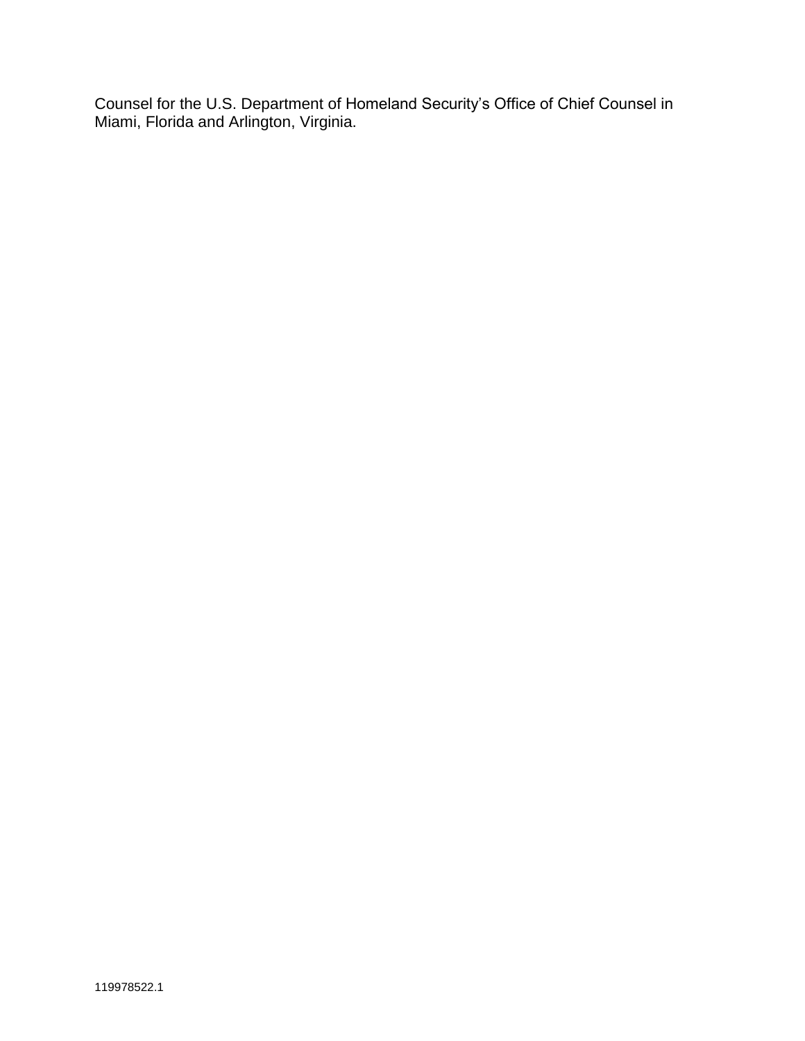Counsel for the U.S. Department of Homeland Security's Office of Chief Counsel in Miami, Florida and Arlington, Virginia.

119978522.1